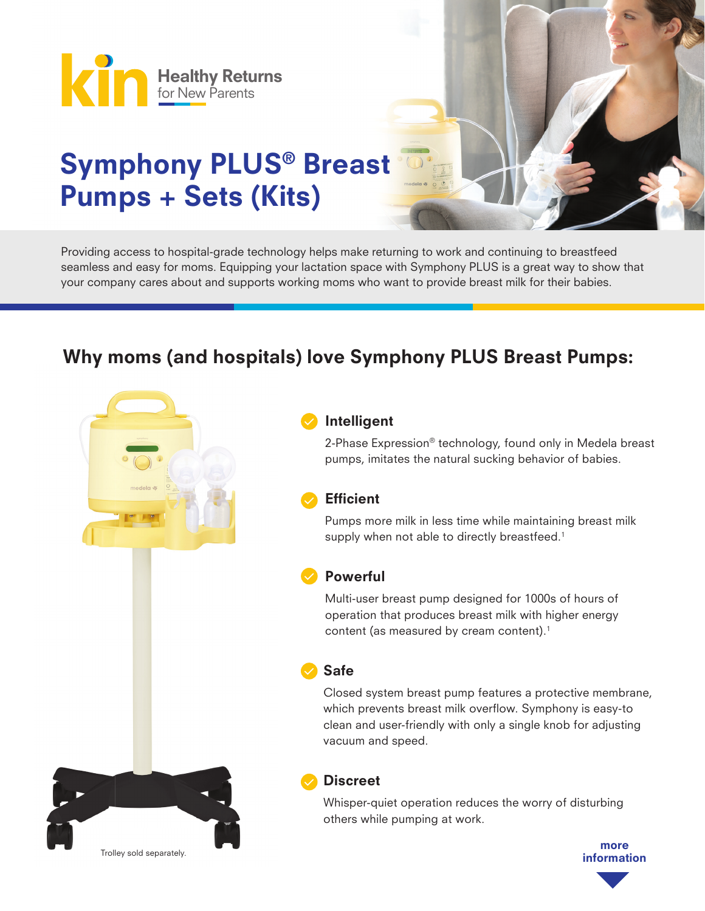kin Healthy Returns for New Parents

# Symphony PLUS® Breast Pumps + Sets (Kits)

Providing access to hospital-grade technology helps make returning to work and continuing to breastfeed seamless and easy for moms. Equipping your lactation space with Symphony PLUS is a great way to show that your company cares about and supports working moms who want to provide breast milk for their babies.

## Why moms (and hospitals) love Symphony PLUS Breast Pumps:

Trolley sold separately.

### Intelligent

2-Phase Expression® technology, found only in Medela breast pumps, imitates the natural sucking behavior of babies.

### Efficient

Pumps more milk in less time while maintaining breast milk supply when not able to directly breastfeed.[1]

### Powerful

Multi-user breast pump designed for 1000s of hours of operation that produces breast milk with higher energy content (as measured by cream content).[1]

### Safe

Closed system breast pump features a protective membrane, which prevents breast milk overflow. Symphony is easy-to clean and user-friendly with only a single knob for adjusting vacuum and speed.

### Discreet

Whisper-quiet operation reduces the worry of disturbing others while pumping at work.

more information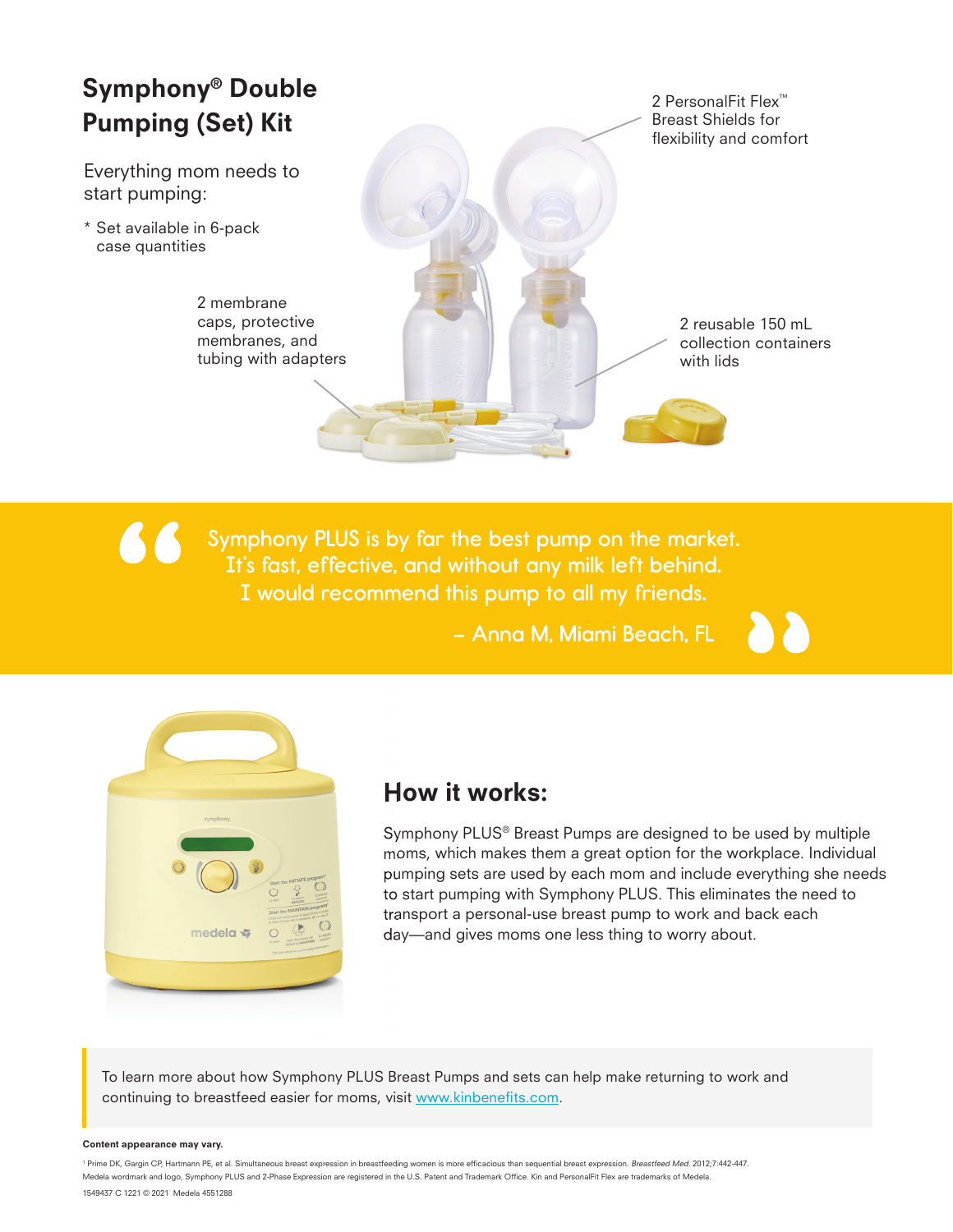## Symphony® Double Pumping (Set) Kit

Everything mom needs to start pumping:

* Set available in 6-pack case quantities

2 PersonalFit Flex™ Breast Shields for flexibility and comfort

2 membrane caps, protective membranes, and tubing with adapters

2 reusable 150 mL collection containers with lids

> Symphony PLUS is by far the best pump on the market. It's fast, effective, and without any milk left behind. I would recommend this pump to all my friends.
>
> – Anna M, Miami Beach, FL

## How it works:

Symphony PLUS® Breast Pumps are designed to be used by multiple moms, which makes them a great option for the workplace. Individual pumping sets are used by each mom and include everything she needs to start pumping with Symphony PLUS. This eliminates the need to transport a personal-use breast pump to work and back each day—and gives moms one less thing to worry about.

To learn more about how Symphony PLUS Breast Pumps and sets can help make returning to work and continuing to breastfeed easier for moms, visit [www.kinbenefits.com](http://www.kinbenefits.com).

**Content appearance may vary.**

[1] Prime DK, Gargin CP, Hartmann PE, et al. Simultaneous breast expression in breastfeeding women is more efficacious than sequential breast expression. *Breastfeed Med.* 2012;7:442-447.

Medela wordmark and logo, Symphony PLUS and 2-Phase Expression are registered in the U.S. Patent and Trademark Office. Kin and PersonalFit Flex are trademarks of Medela.

1549437 C 1221 © 2021 Medela 4551288